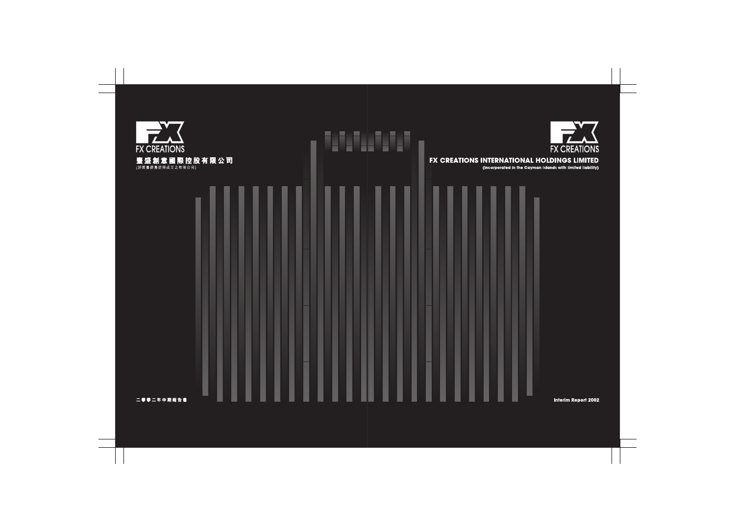FX CREATIONS

豐盛創意國際控股有限公司

(於開曼群島註冊成立之有限公司)

二零零二年中期報告書

FX CREATIONS

# FX CREATIONS INTERNATIONAL HOLDINGS LIMITED

(incorporated in the Cayman Islands with limited liability)

Interim Report 2002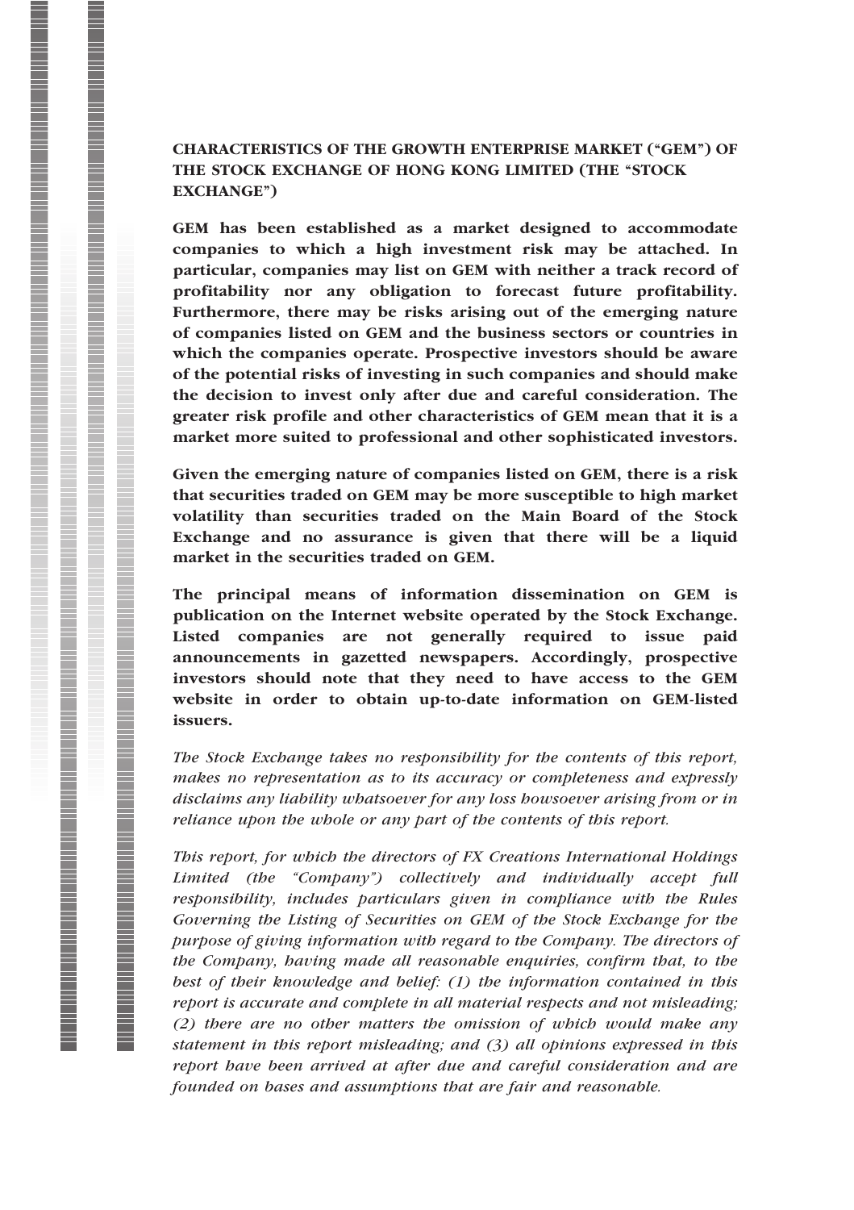## CHARACTERISTICS OF THE GROWTH ENTERPRISE MARKET ("GEM") OF THE STOCK EXCHANGE OF HONG KONG LIMITED (THE "STOCK EXCHANGE")

**GEM has been established as a market designed to accommodate companies to which a high investment risk may be attached. In particular, companies may list on GEM with neither a track record of profitability nor any obligation to forecast future profitability. Furthermore, there may be risks arising out of the emerging nature of companies listed on GEM and the business sectors or countries in which the companies operate. Prospective investors should be aware of the potential risks of investing in such companies and should make the decision to invest only after due and careful consideration. The greater risk profile and other characteristics of GEM mean that it is a market more suited to professional and other sophisticated investors.**

**Given the emerging nature of companies listed on GEM, there is a risk that securities traded on GEM may be more susceptible to high market volatility than securities traded on the Main Board of the Stock Exchange and no assurance is given that there will be a liquid market in the securities traded on GEM.**

**The principal means of information dissemination on GEM is publication on the Internet website operated by the Stock Exchange. Listed companies are not generally required to issue paid announcements in gazetted newspapers. Accordingly, prospective investors should note that they need to have access to the GEM website in order to obtain up-to-date information on GEM-listed issuers.**

*The Stock Exchange takes no responsibility for the contents of this report, makes no representation as to its accuracy or completeness and expressly disclaims any liability whatsoever for any loss howsoever arising from or in reliance upon the whole or any part of the contents of this report.*

*This report, for which the directors of FX Creations International Holdings Limited (the "Company") collectively and individually accept full responsibility, includes particulars given in compliance with the Rules Governing the Listing of Securities on GEM of the Stock Exchange for the purpose of giving information with regard to the Company. The directors of the Company, having made all reasonable enquiries, confirm that, to the best of their knowledge and belief: (1) the information contained in this report is accurate and complete in all material respects and not misleading; (2) there are no other matters the omission of which would make any statement in this report misleading; and (3) all opinions expressed in this report have been arrived at after due and careful consideration and are founded on bases and assumptions that are fair and reasonable.*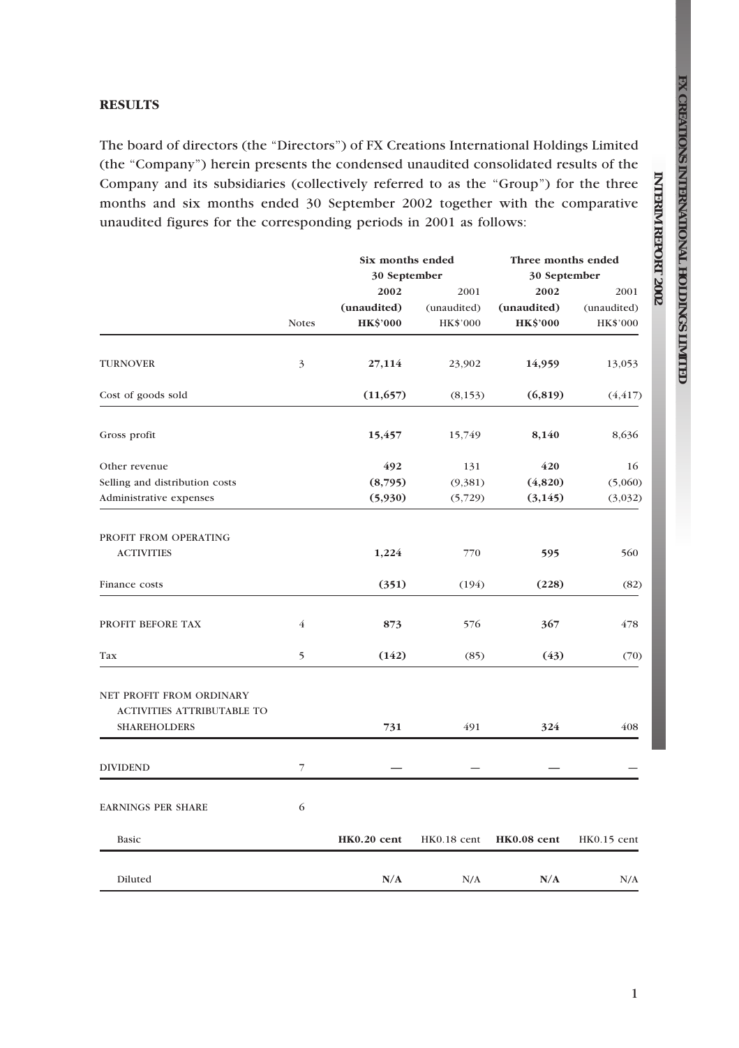## RESULTS

The board of directors (the "Directors") of FX Creations International Holdings Limited (the "Company") herein presents the condensed unaudited consolidated results of the Company and its subsidiaries (collectively referred to as the "Group") for the three months and six months ended 30 September 2002 together with the comparative unaudited figures for the corresponding periods in 2001 as follows:

| | Notes | Six months ended 30 September | | Three months ended 30 September | |
|---|---|---|---|---|---|
| | | **2002** | 2001 | **2002** | 2001 |
| | | **(unaudited)** | (unaudited) | **(unaudited)** | (unaudited) |
| | | **HK$'000** | HK$'000 | **HK$'000** | HK$'000 |
| TURNOVER | 3 | **27,114** | 23,902 | **14,959** | 13,053 |
| Cost of goods sold | | **(11,657)** | (8,153) | **(6,819)** | (4,417) |
| Gross profit | | **15,457** | 15,749 | **8,140** | 8,636 |
| Other revenue | | **492** | 131 | **420** | 16 |
| Selling and distribution costs | | **(8,795)** | (9,381) | **(4,820)** | (5,060) |
| Administrative expenses | | **(5,930)** | (5,729) | **(3,145)** | (3,032) |
| PROFIT FROM OPERATING ACTIVITIES | | **1,224** | 770 | **595** | 560 |
| Finance costs | | **(351)** | (194) | **(228)** | (82) |
| PROFIT BEFORE TAX | 4 | **873** | 576 | **367** | 478 |
| Tax | 5 | **(142)** | (85) | **(43)** | (70) |
| NET PROFIT FROM ORDINARY ACTIVITIES ATTRIBUTABLE TO SHAREHOLDERS | | **731** | 491 | **324** | 408 |
| DIVIDEND | 7 | **—** | — | **—** | — |
| EARNINGS PER SHARE | 6 | | | | |
| Basic | | **HK0.20 cent** | HK0.18 cent | **HK0.08 cent** | HK0.15 cent |
| Diluted | | **N/A** | N/A | **N/A** | N/A |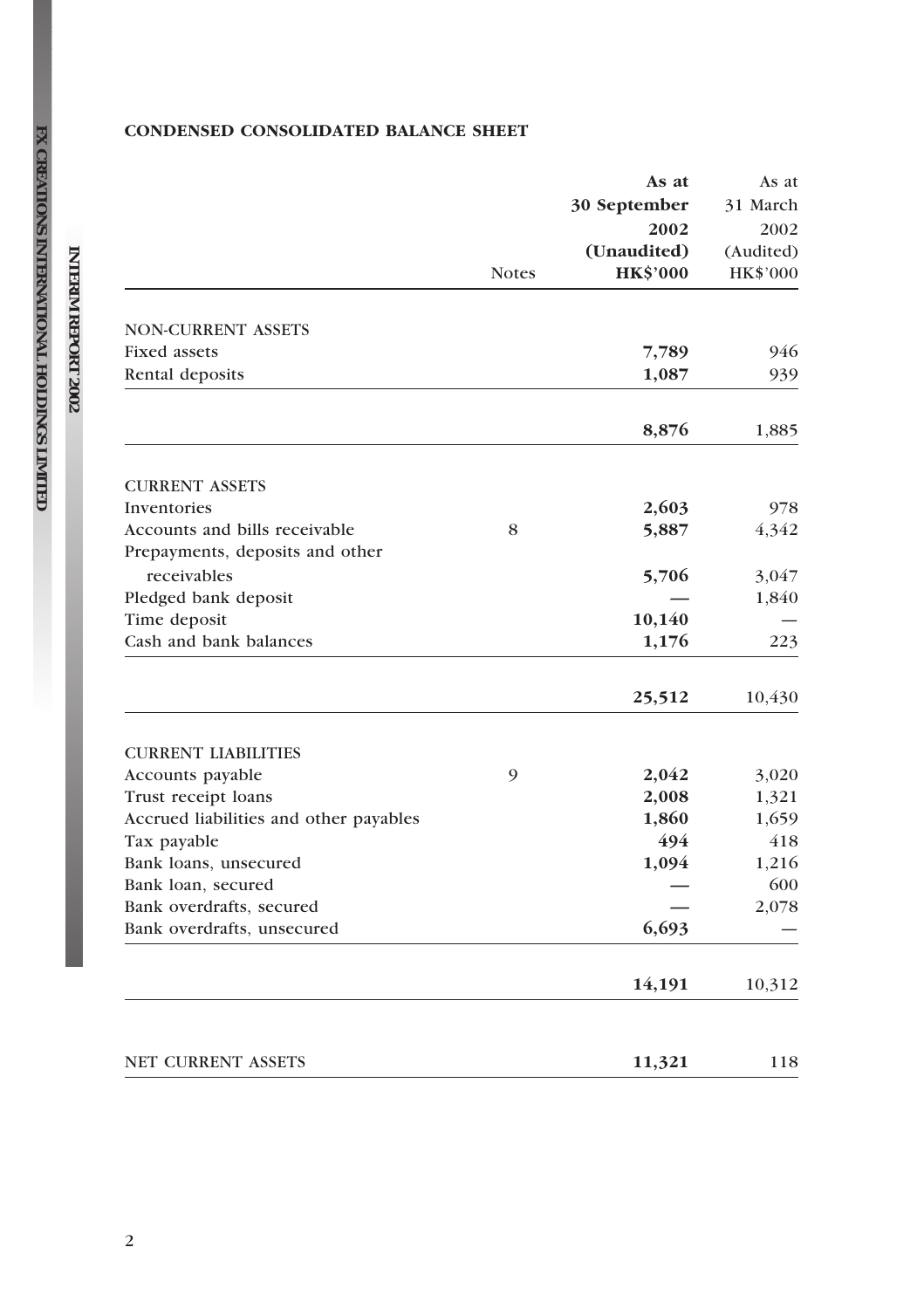**CONDENSED CONSOLIDATED BALANCE SHEET**

| | Notes | As at 30 September 2002 (Unaudited) HK$'000 | As at 31 March 2002 (Audited) HK$'000 |
|---|---|---|---|
| NON-CURRENT ASSETS | | | |
| Fixed assets | | **7,789** | 946 |
| Rental deposits | | **1,087** | 939 |
| | | **8,876** | 1,885 |
| CURRENT ASSETS | | | |
| Inventories | | **2,603** | 978 |
| Accounts and bills receivable | 8 | **5,887** | 4,342 |
| Prepayments, deposits and other receivables | | **5,706** | 3,047 |
| Pledged bank deposit | | **—** | 1,840 |
| Time deposit | | **10,140** | — |
| Cash and bank balances | | **1,176** | 223 |
| | | **25,512** | 10,430 |
| CURRENT LIABILITIES | | | |
| Accounts payable | 9 | **2,042** | 3,020 |
| Trust receipt loans | | **2,008** | 1,321 |
| Accrued liabilities and other payables | | **1,860** | 1,659 |
| Tax payable | | **494** | 418 |
| Bank loans, unsecured | | **1,094** | 1,216 |
| Bank loan, secured | | **—** | 600 |
| Bank overdrafts, secured | | **—** | 2,078 |
| Bank overdrafts, unsecured | | **6,693** | — |
| | | **14,191** | 10,312 |
| NET CURRENT ASSETS | | **11,321** | 118 |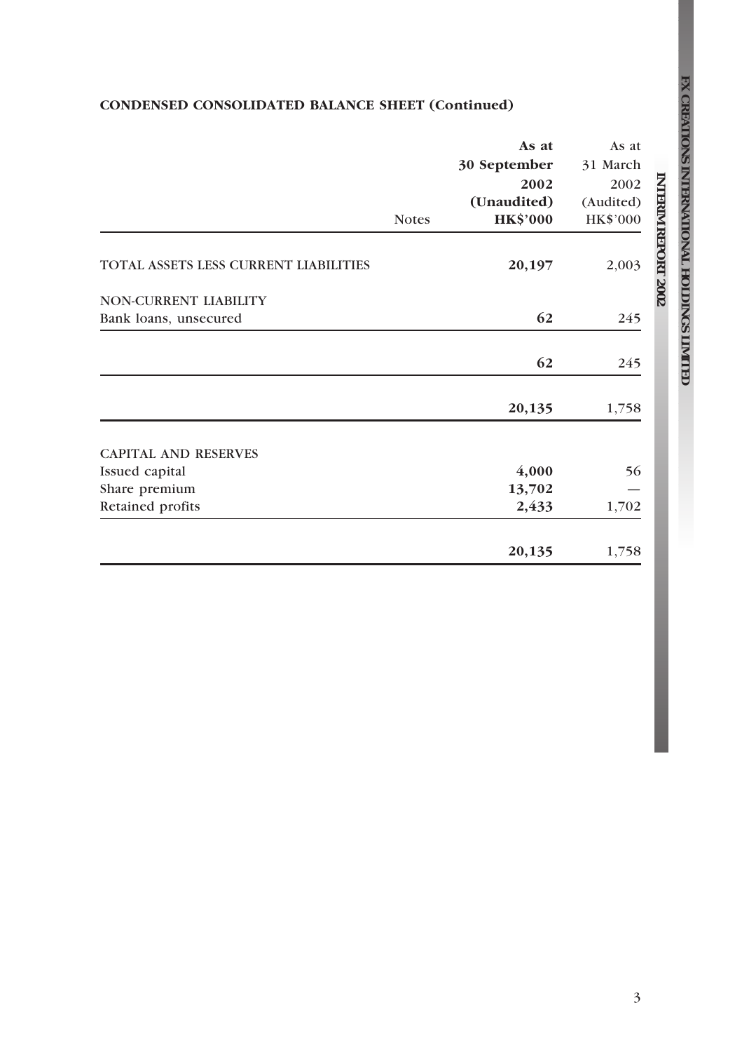**CONDENSED CONSOLIDATED BALANCE SHEET (Continued)**

| | Notes | As at 30 September 2002 (Unaudited) HK$'000 | As at 31 March 2002 (Audited) HK$'000 |
|---|---|---|---|
| TOTAL ASSETS LESS CURRENT LIABILITIES | | **20,197** | 2,003 |
| NON-CURRENT LIABILITY | | | |
| Bank loans, unsecured | | **62** | 245 |
| | | **62** | 245 |
| | | **20,135** | 1,758 |
| CAPITAL AND RESERVES | | | |
| Issued capital | | **4,000** | 56 |
| Share premium | | **13,702** | — |
| Retained profits | | **2,433** | 1,702 |
| | | **20,135** | 1,758 |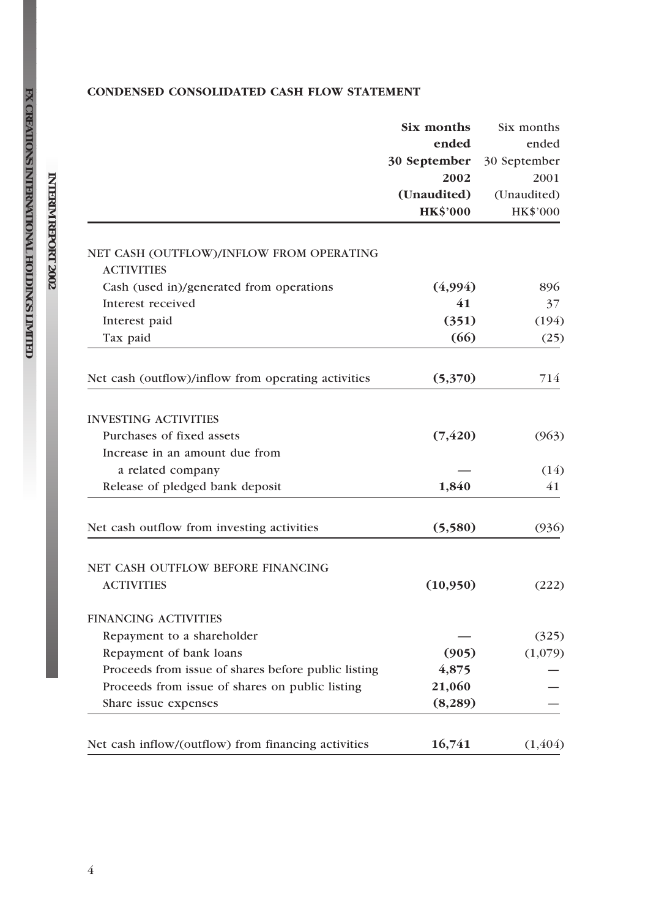## CONDENSED CONSOLIDATED CASH FLOW STATEMENT

| | **Six months ended 30 September 2002 (Unaudited) HK$'000** | Six months ended 30 September 2001 (Unaudited) HK$'000 |
|---|---|---|
| NET CASH (OUTFLOW)/INFLOW FROM OPERATING ACTIVITIES | | |
| Cash (used in)/generated from operations | **(4,994)** | 896 |
| Interest received | **41** | 37 |
| Interest paid | **(351)** | (194) |
| Tax paid | **(66)** | (25) |
| Net cash (outflow)/inflow from operating activities | **(5,370)** | 714 |
| INVESTING ACTIVITIES | | |
| Purchases of fixed assets | **(7,420)** | (963) |
| Increase in an amount due from a related company | **—** | (14) |
| Release of pledged bank deposit | **1,840** | 41 |
| Net cash outflow from investing activities | **(5,580)** | (936) |
| NET CASH OUTFLOW BEFORE FINANCING ACTIVITIES | **(10,950)** | (222) |
| FINANCING ACTIVITIES | | |
| Repayment to a shareholder | **—** | (325) |
| Repayment of bank loans | **(905)** | (1,079) |
| Proceeds from issue of shares before public listing | **4,875** | — |
| Proceeds from issue of shares on public listing | **21,060** | — |
| Share issue expenses | **(8,289)** | — |
| Net cash inflow/(outflow) from financing activities | **16,741** | (1,404) |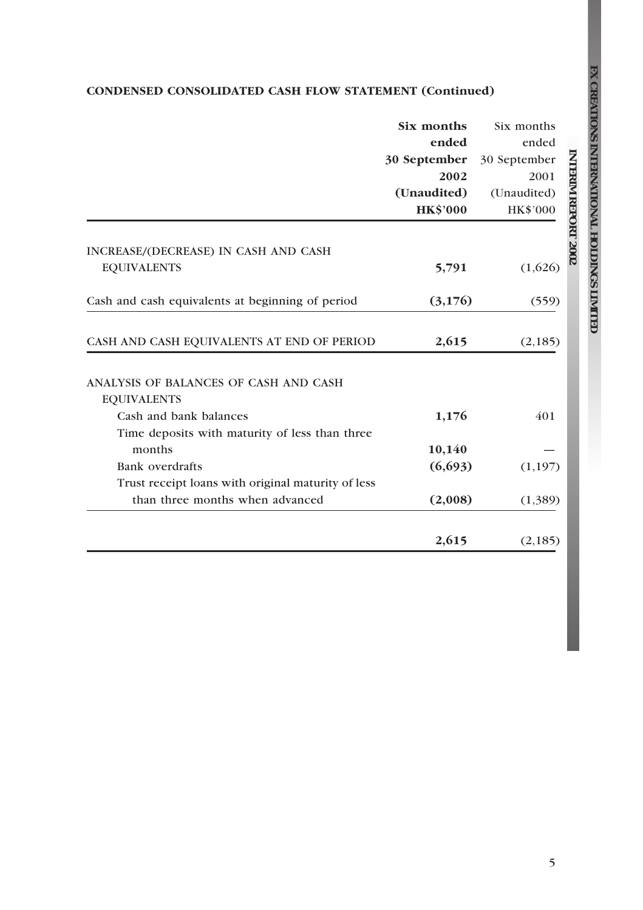**CONDENSED CONSOLIDATED CASH FLOW STATEMENT (Continued)**

| | Six months ended 30 September 2002 (Unaudited) HK$'000 | Six months ended 30 September 2001 (Unaudited) HK$'000 |
|---|---|---|
| INCREASE/(DECREASE) IN CASH AND CASH EQUIVALENTS | **5,791** | (1,626) |
| Cash and cash equivalents at beginning of period | **(3,176)** | (559) |
| CASH AND CASH EQUIVALENTS AT END OF PERIOD | **2,615** | (2,185) |
| ANALYSIS OF BALANCES OF CASH AND CASH EQUIVALENTS | | |
| Cash and bank balances | **1,176** | 401 |
| Time deposits with maturity of less than three months | **10,140** | — |
| Bank overdrafts | **(6,693)** | (1,197) |
| Trust receipt loans with original maturity of less than three months when advanced | **(2,008)** | (1,389) |
| | **2,615** | (2,185) |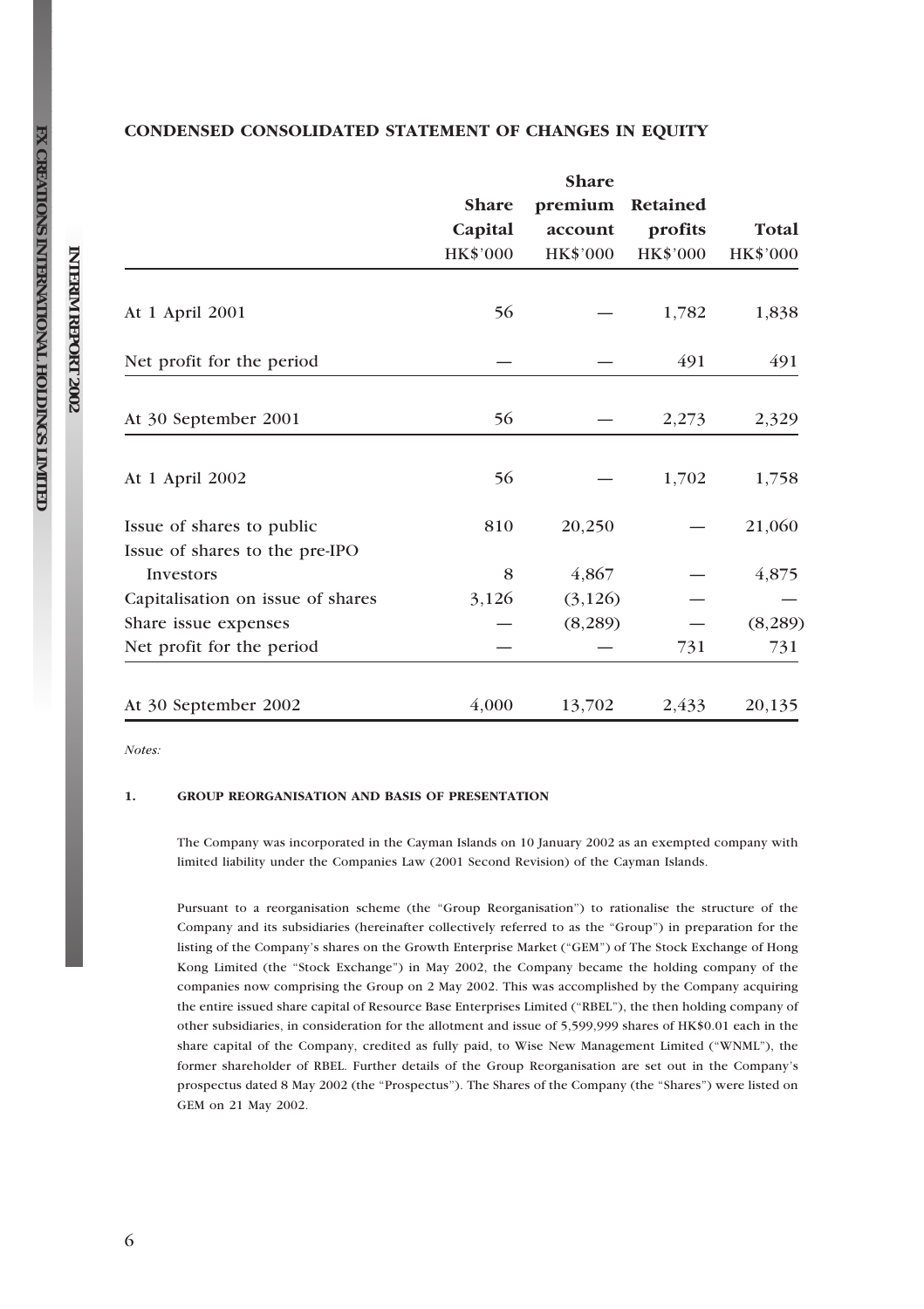## CONDENSED CONSOLIDATED STATEMENT OF CHANGES IN EQUITY

| | Share Capital | Share premium account | Retained profits | Total |
|---|---|---|---|---|
| | HK$'000 | HK$'000 | HK$'000 | HK$'000 |
| At 1 April 2001 | 56 | — | 1,782 | 1,838 |
| Net profit for the period | — | — | 491 | 491 |
| At 30 September 2001 | 56 | — | 2,273 | 2,329 |
| At 1 April 2002 | 56 | — | 1,702 | 1,758 |
| Issue of shares to public | 810 | 20,250 | — | 21,060 |
| Issue of shares to the pre-IPO Investors | 8 | 4,867 | — | 4,875 |
| Capitalisation on issue of shares | 3,126 | (3,126) | — | — |
| Share issue expenses | — | (8,289) | — | (8,289) |
| Net profit for the period | — | — | 731 | 731 |
| At 30 September 2002 | 4,000 | 13,702 | 2,433 | 20,135 |

*Notes:*

**1. GROUP REORGANISATION AND BASIS OF PRESENTATION**

The Company was incorporated in the Cayman Islands on 10 January 2002 as an exempted company with limited liability under the Companies Law (2001 Second Revision) of the Cayman Islands.

Pursuant to a reorganisation scheme (the "Group Reorganisation") to rationalise the structure of the Company and its subsidiaries (hereinafter collectively referred to as the "Group") in preparation for the listing of the Company's shares on the Growth Enterprise Market ("GEM") of The Stock Exchange of Hong Kong Limited (the "Stock Exchange") in May 2002, the Company became the holding company of the companies now comprising the Group on 2 May 2002. This was accomplished by the Company acquiring the entire issued share capital of Resource Base Enterprises Limited ("RBEL"), the then holding company of other subsidiaries, in consideration for the allotment and issue of 5,599,999 shares of HK$0.01 each in the share capital of the Company, credited as fully paid, to Wise New Management Limited ("WNML"), the former shareholder of RBEL. Further details of the Group Reorganisation are set out in the Company's prospectus dated 8 May 2002 (the "Prospectus"). The Shares of the Company (the "Shares") were listed on GEM on 21 May 2002.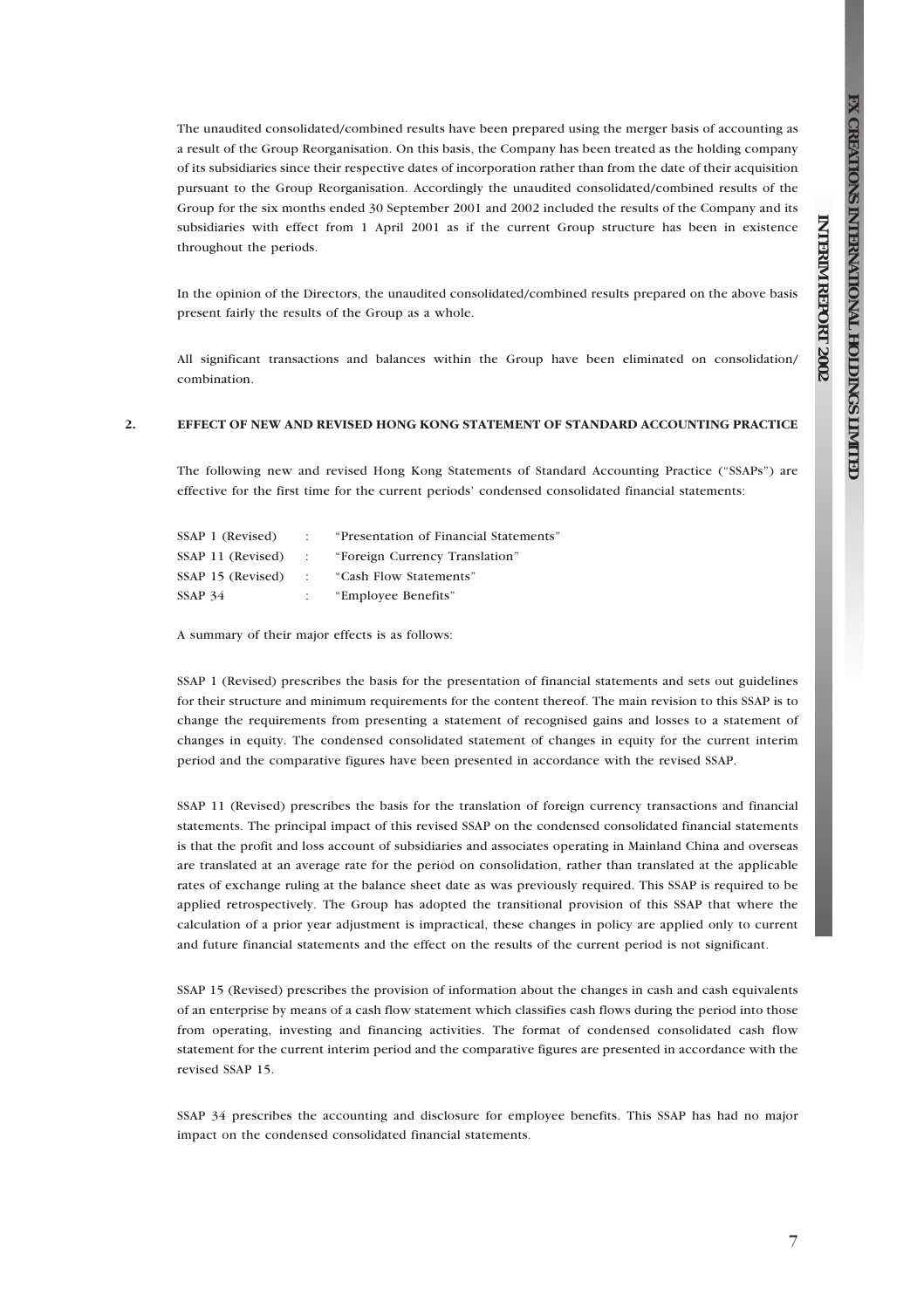The unaudited consolidated/combined results have been prepared using the merger basis of accounting as a result of the Group Reorganisation. On this basis, the Company has been treated as the holding company of its subsidiaries since their respective dates of incorporation rather than from the date of their acquisition pursuant to the Group Reorganisation. Accordingly the unaudited consolidated/combined results of the Group for the six months ended 30 September 2001 and 2002 included the results of the Company and its subsidiaries with effect from 1 April 2001 as if the current Group structure has been in existence throughout the periods.

In the opinion of the Directors, the unaudited consolidated/combined results prepared on the above basis present fairly the results of the Group as a whole.

All significant transactions and balances within the Group have been eliminated on consolidation/ combination.

## 2. EFFECT OF NEW AND REVISED HONG KONG STATEMENT OF STANDARD ACCOUNTING PRACTICE

The following new and revised Hong Kong Statements of Standard Accounting Practice ("SSAPs") are effective for the first time for the current periods' condensed consolidated financial statements:

| | | |
|---|---|---|
| SSAP 1 (Revised) | : | "Presentation of Financial Statements" |
| SSAP 11 (Revised) | : | "Foreign Currency Translation" |
| SSAP 15 (Revised) | : | "Cash Flow Statements" |
| SSAP 34 | : | "Employee Benefits" |

A summary of their major effects is as follows:

SSAP 1 (Revised) prescribes the basis for the presentation of financial statements and sets out guidelines for their structure and minimum requirements for the content thereof. The main revision to this SSAP is to change the requirements from presenting a statement of recognised gains and losses to a statement of changes in equity. The condensed consolidated statement of changes in equity for the current interim period and the comparative figures have been presented in accordance with the revised SSAP.

SSAP 11 (Revised) prescribes the basis for the translation of foreign currency transactions and financial statements. The principal impact of this revised SSAP on the condensed consolidated financial statements is that the profit and loss account of subsidiaries and associates operating in Mainland China and overseas are translated at an average rate for the period on consolidation, rather than translated at the applicable rates of exchange ruling at the balance sheet date as was previously required. This SSAP is required to be applied retrospectively. The Group has adopted the transitional provision of this SSAP that where the calculation of a prior year adjustment is impractical, these changes in policy are applied only to current and future financial statements and the effect on the results of the current period is not significant.

SSAP 15 (Revised) prescribes the provision of information about the changes in cash and cash equivalents of an enterprise by means of a cash flow statement which classifies cash flows during the period into those from operating, investing and financing activities. The format of condensed consolidated cash flow statement for the current interim period and the comparative figures are presented in accordance with the revised SSAP 15.

SSAP 34 prescribes the accounting and disclosure for employee benefits. This SSAP has had no major impact on the condensed consolidated financial statements.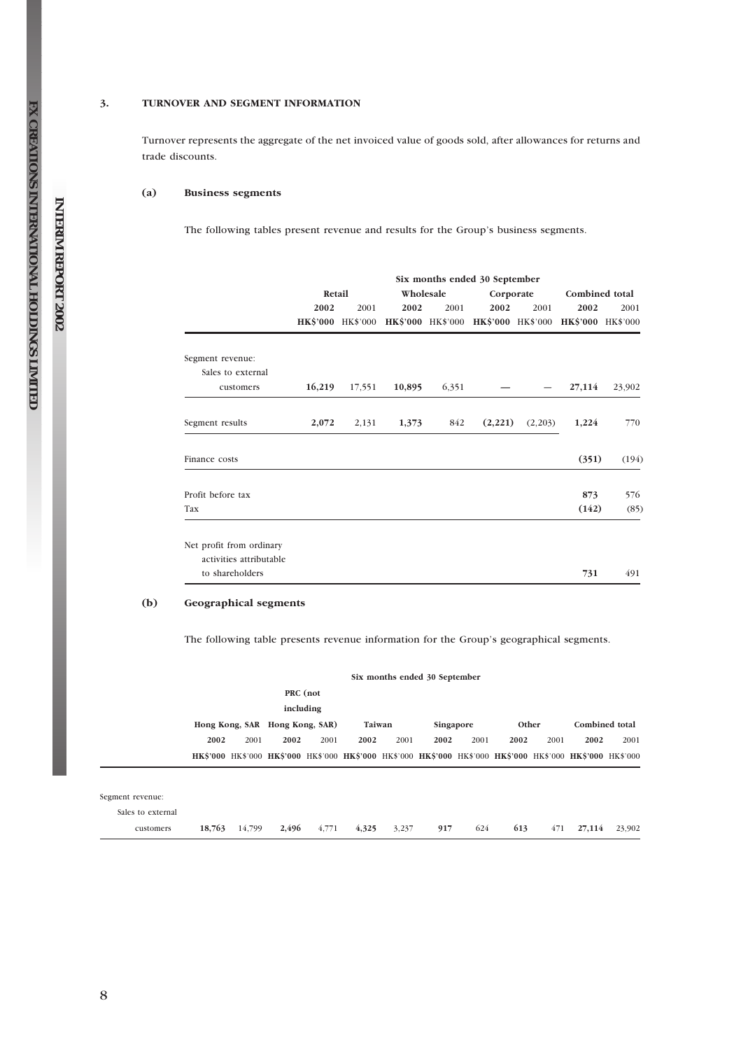### 3. TURNOVER AND SEGMENT INFORMATION

Turnover represents the aggregate of the net invoiced value of goods sold, after allowances for returns and trade discounts.

#### (a) Business segments

The following tables present revenue and results for the Group's business segments.

| | Six months ended 30 September | | | | | | | |
|---|---|---|---|---|---|---|---|---|
| | Retail | | Wholesale | | Corporate | | Combined total | |
| | **2002** | 2001 | **2002** | 2001 | **2002** | 2001 | **2002** | 2001 |
| | **HK$'000** | HK$'000 | **HK$'000** | HK$'000 | **HK$'000** | HK$'000 | **HK$'000** | HK$'000 |
| Segment revenue: | | | | | | | | |
| Sales to external customers | **16,219** | 17,551 | **10,895** | 6,351 | **—** | — | **27,114** | 23,902 |
| Segment results | **2,072** | 2,131 | **1,373** | 842 | **(2,221)** | (2,203) | **1,224** | 770 |
| Finance costs | | | | | | | **(351)** | (194) |
| Profit before tax | | | | | | | **873** | 576 |
| Tax | | | | | | | **(142)** | (85) |
| Net profit from ordinary activities attributable to shareholders | | | | | | | **731** | 491 |

#### (b) Geographical segments

The following table presents revenue information for the Group's geographical segments.

| | Six months ended 30 September | | | | | | | | | | | |
|---|---|---|---|---|---|---|---|---|---|---|---|---|
| | Hong Kong, SAR | | PRC (not including Hong Kong, SAR) | | Taiwan | | Singapore | | Other | | Combined total | |
| | **2002** | 2001 | **2002** | 2001 | **2002** | 2001 | **2002** | 2001 | **2002** | 2001 | **2002** | 2001 |
| | **HK$'000** | HK$'000 | **HK$'000** | HK$'000 | **HK$'000** | HK$'000 | **HK$'000** | HK$'000 | **HK$'000** | HK$'000 | **HK$'000** | HK$'000 |
| Segment revenue: | | | | | | | | | | | | |
| Sales to external customers | **18,763** | 14,799 | **2,496** | 4,771 | **4,325** | 3,237 | **917** | 624 | **613** | 471 | **27,114** | 23,902 |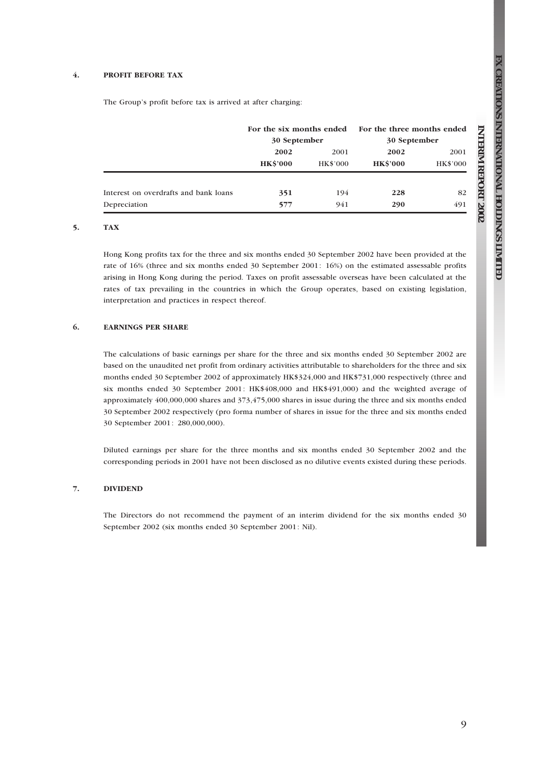### 4. PROFIT BEFORE TAX

The Group's profit before tax is arrived at after charging:

| | For the six months ended 30 September | | For the three months ended 30 September | |
|---|---|---|---|---|
| | **2002** | 2001 | **2002** | 2001 |
| | **HK$'000** | HK$'000 | **HK$'000** | HK$'000 |
| Interest on overdrafts and bank loans | **351** | 194 | **228** | 82 |
| Depreciation | **577** | 941 | **290** | 491 |

### 5. TAX

Hong Kong profits tax for the three and six months ended 30 September 2002 have been provided at the rate of 16% (three and six months ended 30 September 2001: 16%) on the estimated assessable profits arising in Hong Kong during the period. Taxes on profit assessable overseas have been calculated at the rates of tax prevailing in the countries in which the Group operates, based on existing legislation, interpretation and practices in respect thereof.

### 6. EARNINGS PER SHARE

The calculations of basic earnings per share for the three and six months ended 30 September 2002 are based on the unaudited net profit from ordinary activities attributable to shareholders for the three and six months ended 30 September 2002 of approximately HK$324,000 and HK$731,000 respectively (three and six months ended 30 September 2001: HK$408,000 and HK$491,000) and the weighted average of approximately 400,000,000 shares and 373,475,000 shares in issue during the three and six months ended 30 September 2002 respectively (pro forma number of shares in issue for the three and six months ended 30 September 2001: 280,000,000).

Diluted earnings per share for the three months and six months ended 30 September 2002 and the corresponding periods in 2001 have not been disclosed as no dilutive events existed during these periods.

### 7. DIVIDEND

The Directors do not recommend the payment of an interim dividend for the six months ended 30 September 2002 (six months ended 30 September 2001: Nil).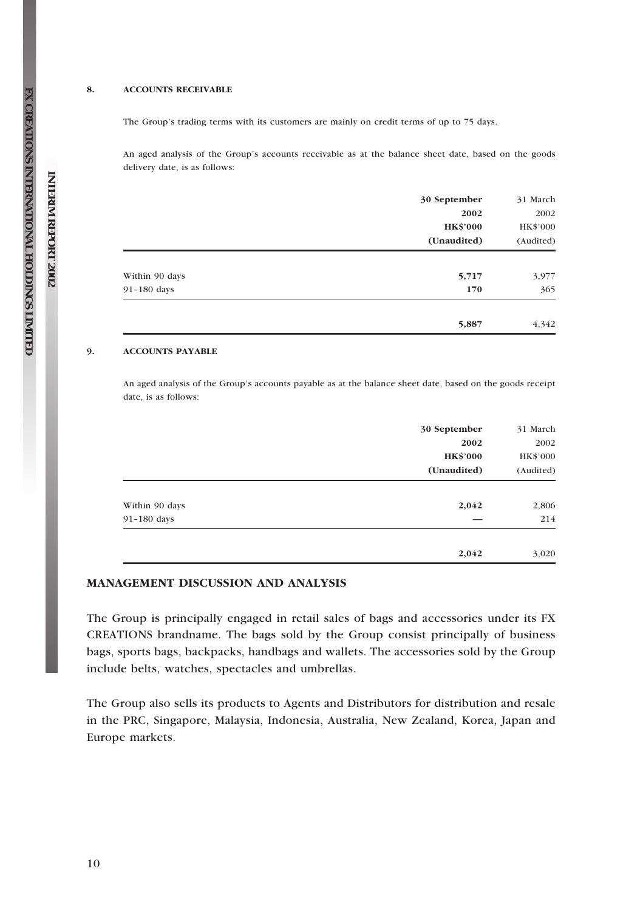### 8. ACCOUNTS RECEIVABLE

The Group's trading terms with its customers are mainly on credit terms of up to 75 days.

An aged analysis of the Group's accounts receivable as at the balance sheet date, based on the goods delivery date, is as follows:

| | 30 September 2002 HK$'000 (Unaudited) | 31 March 2002 HK$'000 (Audited) |
|---|---|---|
| Within 90 days | 5,717 | 3,977 |
| 91–180 days | 170 | 365 |
| | 5,887 | 4,342 |

### 9. ACCOUNTS PAYABLE

An aged analysis of the Group's accounts payable as at the balance sheet date, based on the goods receipt date, is as follows:

| | 30 September 2002 HK$'000 (Unaudited) | 31 March 2002 HK$'000 (Audited) |
|---|---|---|
| Within 90 days | 2,042 | 2,806 |
| 91–180 days | — | 214 |
| | 2,042 | 3,020 |

## MANAGEMENT DISCUSSION AND ANALYSIS

The Group is principally engaged in retail sales of bags and accessories under its FX CREATIONS brandname. The bags sold by the Group consist principally of business bags, sports bags, backpacks, handbags and wallets. The accessories sold by the Group include belts, watches, spectacles and umbrellas.

The Group also sells its products to Agents and Distributors for distribution and resale in the PRC, Singapore, Malaysia, Indonesia, Australia, New Zealand, Korea, Japan and Europe markets.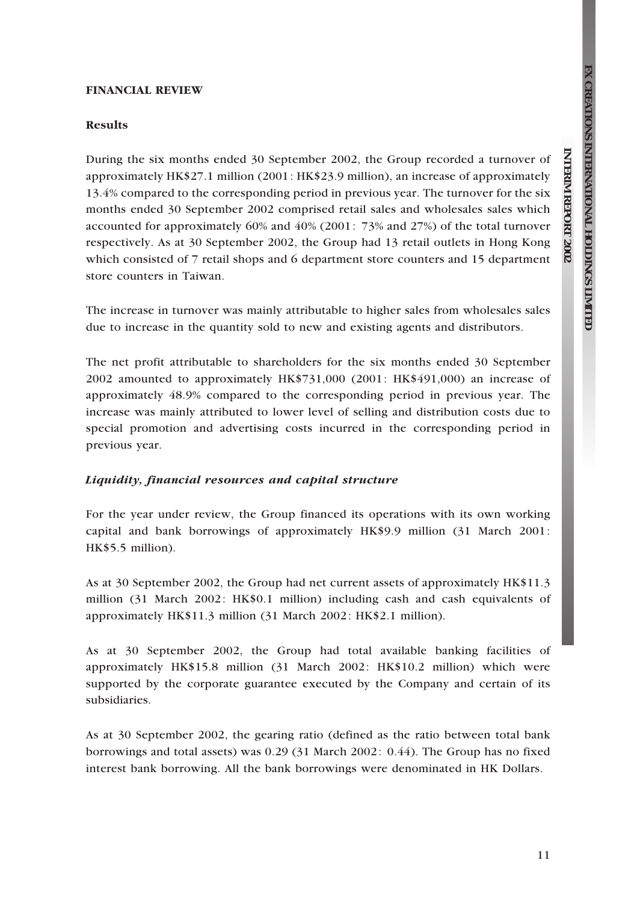## FINANCIAL REVIEW

### Results

During the six months ended 30 September 2002, the Group recorded a turnover of approximately HK$27.1 million (2001: HK$23.9 million), an increase of approximately 13.4% compared to the corresponding period in previous year. The turnover for the six months ended 30 September 2002 comprised retail sales and wholesales sales which accounted for approximately 60% and 40% (2001: 73% and 27%) of the total turnover respectively. As at 30 September 2002, the Group had 13 retail outlets in Hong Kong which consisted of 7 retail shops and 6 department store counters and 15 department store counters in Taiwan.

The increase in turnover was mainly attributable to higher sales from wholesales sales due to increase in the quantity sold to new and existing agents and distributors.

The net profit attributable to shareholders for the six months ended 30 September 2002 amounted to approximately HK$731,000 (2001: HK$491,000) an increase of approximately 48.9% compared to the corresponding period in previous year. The increase was mainly attributed to lower level of selling and distribution costs due to special promotion and advertising costs incurred in the corresponding period in previous year.

### *Liquidity, financial resources and capital structure*

For the year under review, the Group financed its operations with its own working capital and bank borrowings of approximately HK$9.9 million (31 March 2001: HK$5.5 million).

As at 30 September 2002, the Group had net current assets of approximately HK$11.3 million (31 March 2002: HK$0.1 million) including cash and cash equivalents of approximately HK$11.3 million (31 March 2002: HK$2.1 million).

As at 30 September 2002, the Group had total available banking facilities of approximately HK$15.8 million (31 March 2002: HK$10.2 million) which were supported by the corporate guarantee executed by the Company and certain of its subsidiaries.

As at 30 September 2002, the gearing ratio (defined as the ratio between total bank borrowings and total assets) was 0.29 (31 March 2002: 0.44). The Group has no fixed interest bank borrowing. All the bank borrowings were denominated in HK Dollars.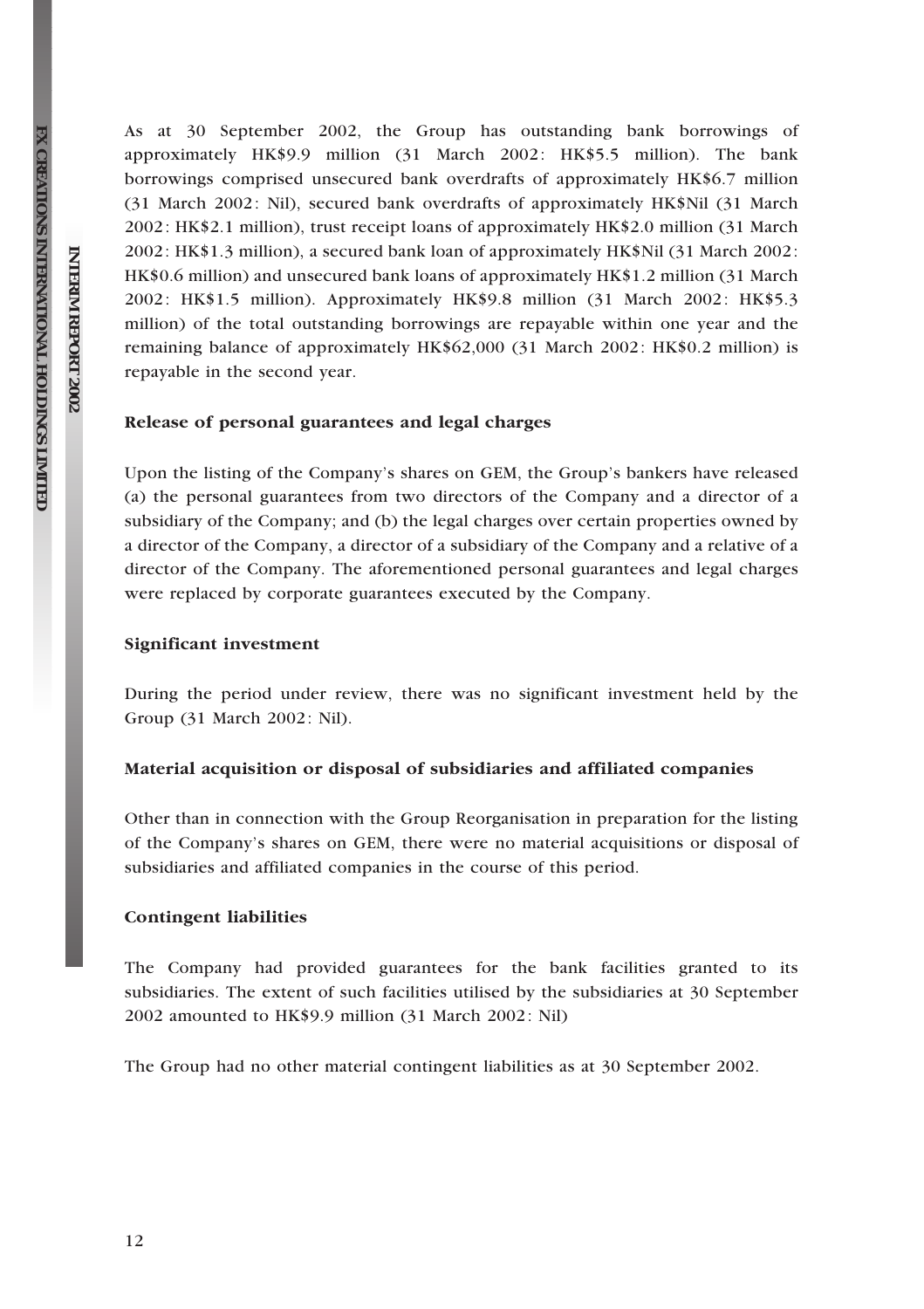As at 30 September 2002, the Group has outstanding bank borrowings of approximately HK$9.9 million (31 March 2002: HK$5.5 million). The bank borrowings comprised unsecured bank overdrafts of approximately HK$6.7 million (31 March 2002: Nil), secured bank overdrafts of approximately HK$Nil (31 March 2002: HK$2.1 million), trust receipt loans of approximately HK$2.0 million (31 March 2002: HK$1.3 million), a secured bank loan of approximately HK$Nil (31 March 2002: HK$0.6 million) and unsecured bank loans of approximately HK$1.2 million (31 March 2002: HK$1.5 million). Approximately HK$9.8 million (31 March 2002: HK$5.3 million) of the total outstanding borrowings are repayable within one year and the remaining balance of approximately HK$62,000 (31 March 2002: HK$0.2 million) is repayable in the second year.

**Release of personal guarantees and legal charges**

Upon the listing of the Company's shares on GEM, the Group's bankers have released (a) the personal guarantees from two directors of the Company and a director of a subsidiary of the Company; and (b) the legal charges over certain properties owned by a director of the Company, a director of a subsidiary of the Company and a relative of a director of the Company. The aforementioned personal guarantees and legal charges were replaced by corporate guarantees executed by the Company.

**Significant investment**

During the period under review, there was no significant investment held by the Group (31 March 2002: Nil).

**Material acquisition or disposal of subsidiaries and affiliated companies**

Other than in connection with the Group Reorganisation in preparation for the listing of the Company's shares on GEM, there were no material acquisitions or disposal of subsidiaries and affiliated companies in the course of this period.

**Contingent liabilities**

The Company had provided guarantees for the bank facilities granted to its subsidiaries. The extent of such facilities utilised by the subsidiaries at 30 September 2002 amounted to HK$9.9 million (31 March 2002: Nil)

The Group had no other material contingent liabilities as at 30 September 2002.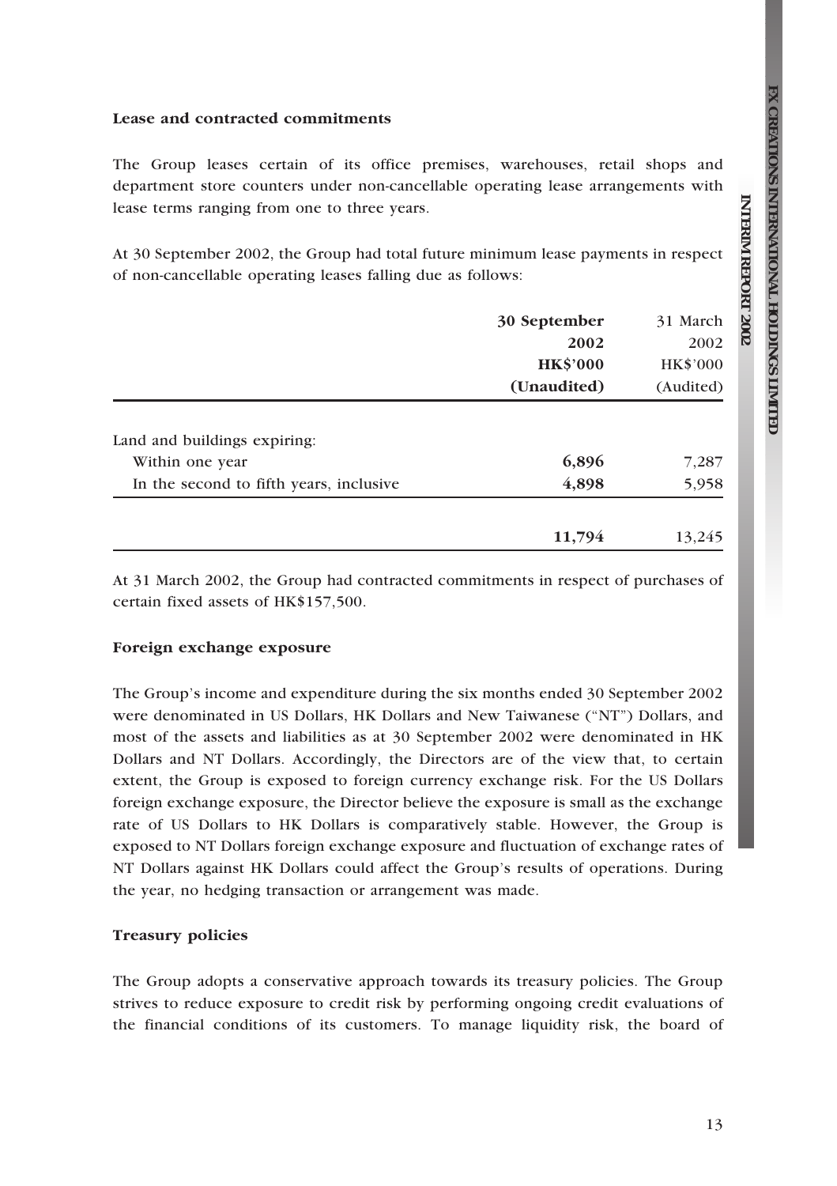**Lease and contracted commitments**

The Group leases certain of its office premises, warehouses, retail shops and department store counters under non-cancellable operating lease arrangements with lease terms ranging from one to three years.

At 30 September 2002, the Group had total future minimum lease payments in respect of non-cancellable operating leases falling due as follows:

| | **30 September 2002 HK$'000 (Unaudited)** | 31 March 2002 HK$'000 (Audited) |
|---|---|---|
| Land and buildings expiring: | | |
| Within one year | **6,896** | 7,287 |
| In the second to fifth years, inclusive | **4,898** | 5,958 |
| | **11,794** | 13,245 |

At 31 March 2002, the Group had contracted commitments in respect of purchases of certain fixed assets of HK$157,500.

**Foreign exchange exposure**

The Group's income and expenditure during the six months ended 30 September 2002 were denominated in US Dollars, HK Dollars and New Taiwanese ("NT") Dollars, and most of the assets and liabilities as at 30 September 2002 were denominated in HK Dollars and NT Dollars. Accordingly, the Directors are of the view that, to certain extent, the Group is exposed to foreign currency exchange risk. For the US Dollars foreign exchange exposure, the Director believe the exposure is small as the exchange rate of US Dollars to HK Dollars is comparatively stable. However, the Group is exposed to NT Dollars foreign exchange exposure and fluctuation of exchange rates of NT Dollars against HK Dollars could affect the Group's results of operations. During the year, no hedging transaction or arrangement was made.

**Treasury policies**

The Group adopts a conservative approach towards its treasury policies. The Group strives to reduce exposure to credit risk by performing ongoing credit evaluations of the financial conditions of its customers. To manage liquidity risk, the board of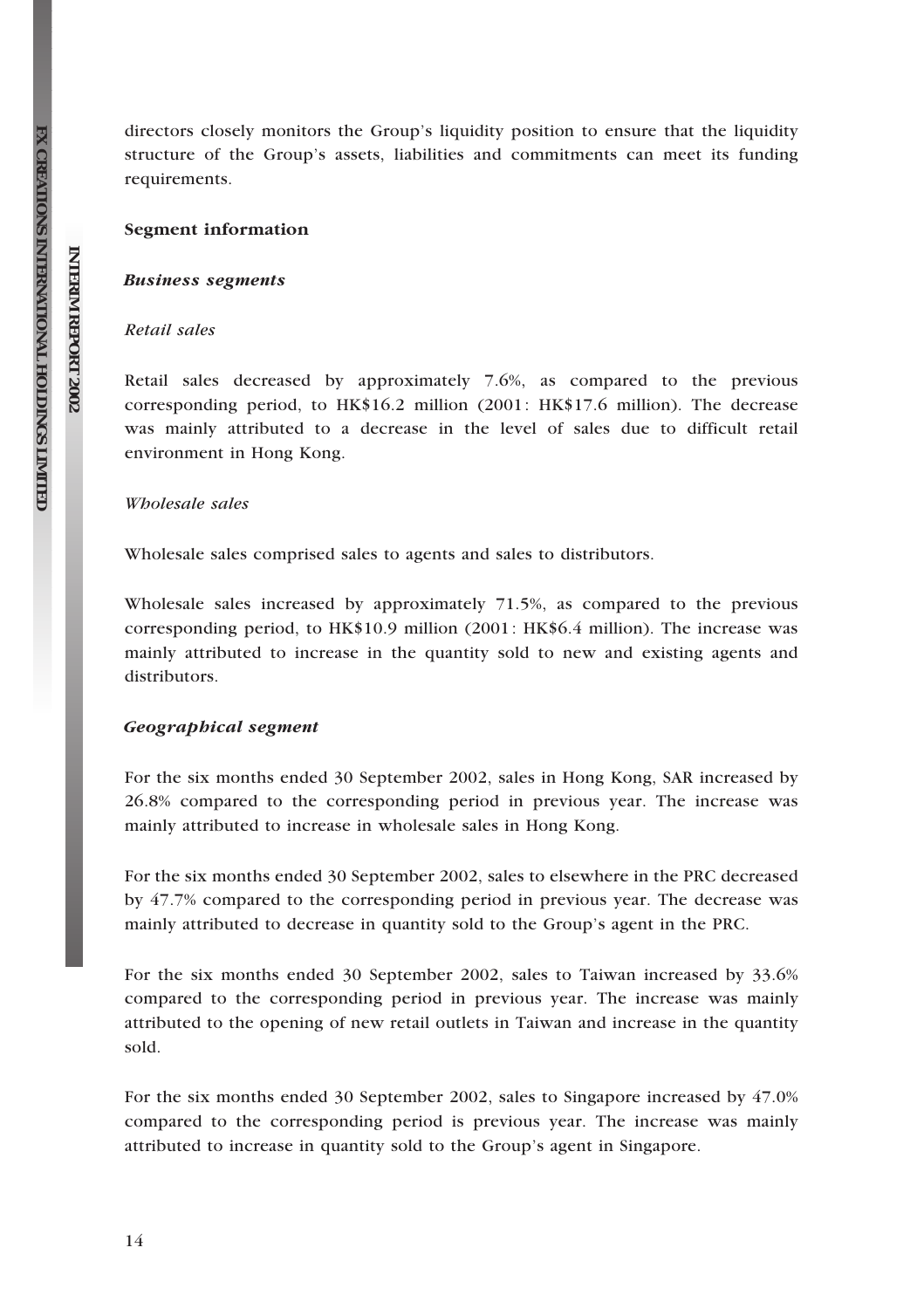directors closely monitors the Group's liquidity position to ensure that the liquidity structure of the Group's assets, liabilities and commitments can meet its funding requirements.

**Segment information**

***Business segments***

*Retail sales*

Retail sales decreased by approximately 7.6%, as compared to the previous corresponding period, to HK$16.2 million (2001: HK$17.6 million). The decrease was mainly attributed to a decrease in the level of sales due to difficult retail environment in Hong Kong.

*Wholesale sales*

Wholesale sales comprised sales to agents and sales to distributors.

Wholesale sales increased by approximately 71.5%, as compared to the previous corresponding period, to HK$10.9 million (2001: HK$6.4 million). The increase was mainly attributed to increase in the quantity sold to new and existing agents and distributors.

***Geographical segment***

For the six months ended 30 September 2002, sales in Hong Kong, SAR increased by 26.8% compared to the corresponding period in previous year. The increase was mainly attributed to increase in wholesale sales in Hong Kong.

For the six months ended 30 September 2002, sales to elsewhere in the PRC decreased by 47.7% compared to the corresponding period in previous year. The decrease was mainly attributed to decrease in quantity sold to the Group's agent in the PRC.

For the six months ended 30 September 2002, sales to Taiwan increased by 33.6% compared to the corresponding period in previous year. The increase was mainly attributed to the opening of new retail outlets in Taiwan and increase in the quantity sold.

For the six months ended 30 September 2002, sales to Singapore increased by 47.0% compared to the corresponding period is previous year. The increase was mainly attributed to increase in quantity sold to the Group's agent in Singapore.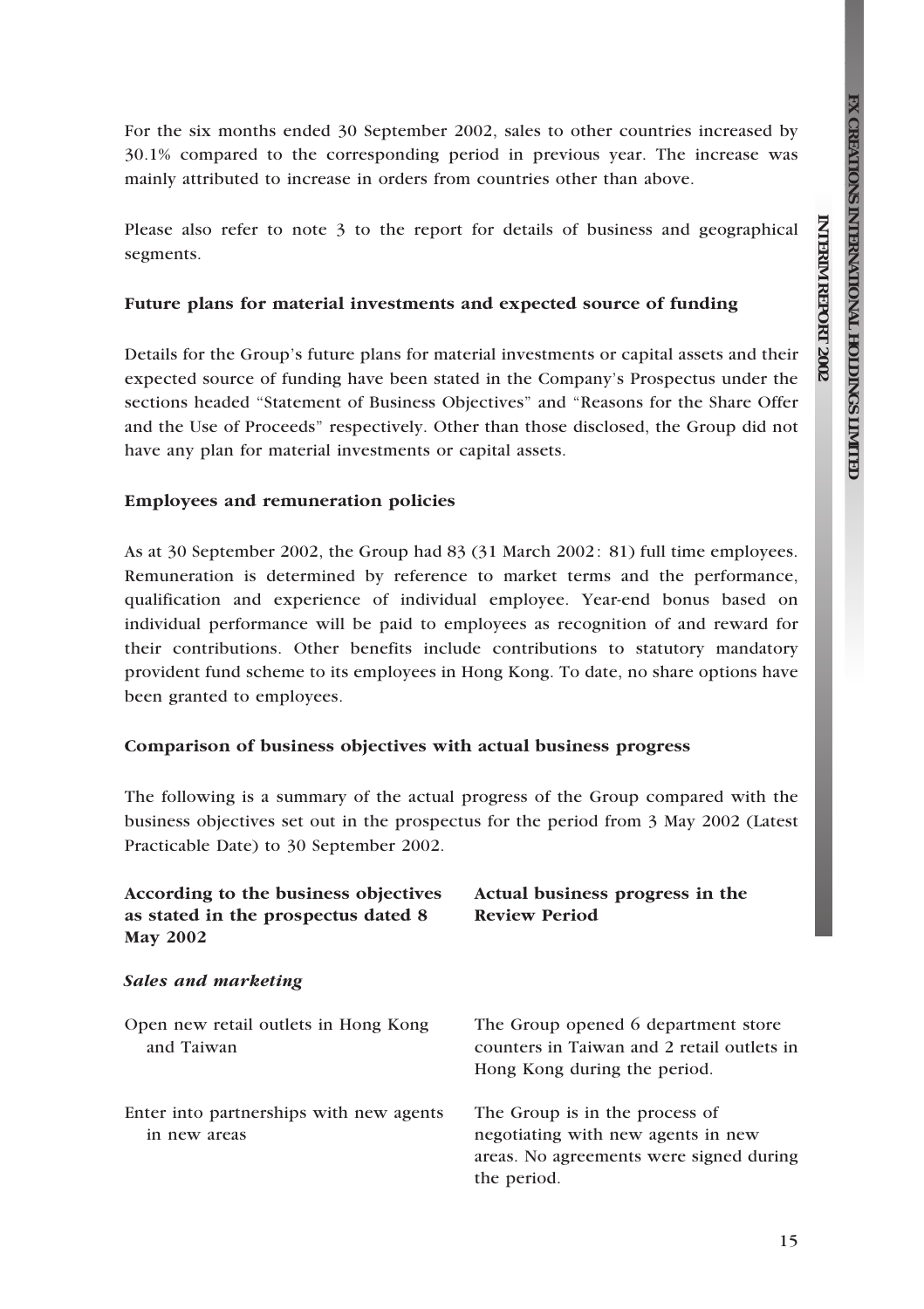For the six months ended 30 September 2002, sales to other countries increased by 30.1% compared to the corresponding period in previous year. The increase was mainly attributed to increase in orders from countries other than above.

Please also refer to note 3 to the report for details of business and geographical segments.

### Future plans for material investments and expected source of funding

Details for the Group's future plans for material investments or capital assets and their expected source of funding have been stated in the Company's Prospectus under the sections headed "Statement of Business Objectives" and "Reasons for the Share Offer and the Use of Proceeds" respectively. Other than those disclosed, the Group did not have any plan for material investments or capital assets.

### Employees and remuneration policies

As at 30 September 2002, the Group had 83 (31 March 2002: 81) full time employees. Remuneration is determined by reference to market terms and the performance, qualification and experience of individual employee. Year-end bonus based on individual performance will be paid to employees as recognition of and reward for their contributions. Other benefits include contributions to statutory mandatory provident fund scheme to its employees in Hong Kong. To date, no share options have been granted to employees.

### Comparison of business objectives with actual business progress

The following is a summary of the actual progress of the Group compared with the business objectives set out in the prospectus for the period from 3 May 2002 (Latest Practicable Date) to 30 September 2002.

| According to the business objectives as stated in the prospectus dated 8 May 2002 | Actual business progress in the Review Period |
|---|---|
| ***Sales and marketing*** | |
| Open new retail outlets in Hong Kong and Taiwan | The Group opened 6 department store counters in Taiwan and 2 retail outlets in Hong Kong during the period. |
| Enter into partnerships with new agents in new areas | The Group is in the process of negotiating with new agents in new areas. No agreements were signed during the period. |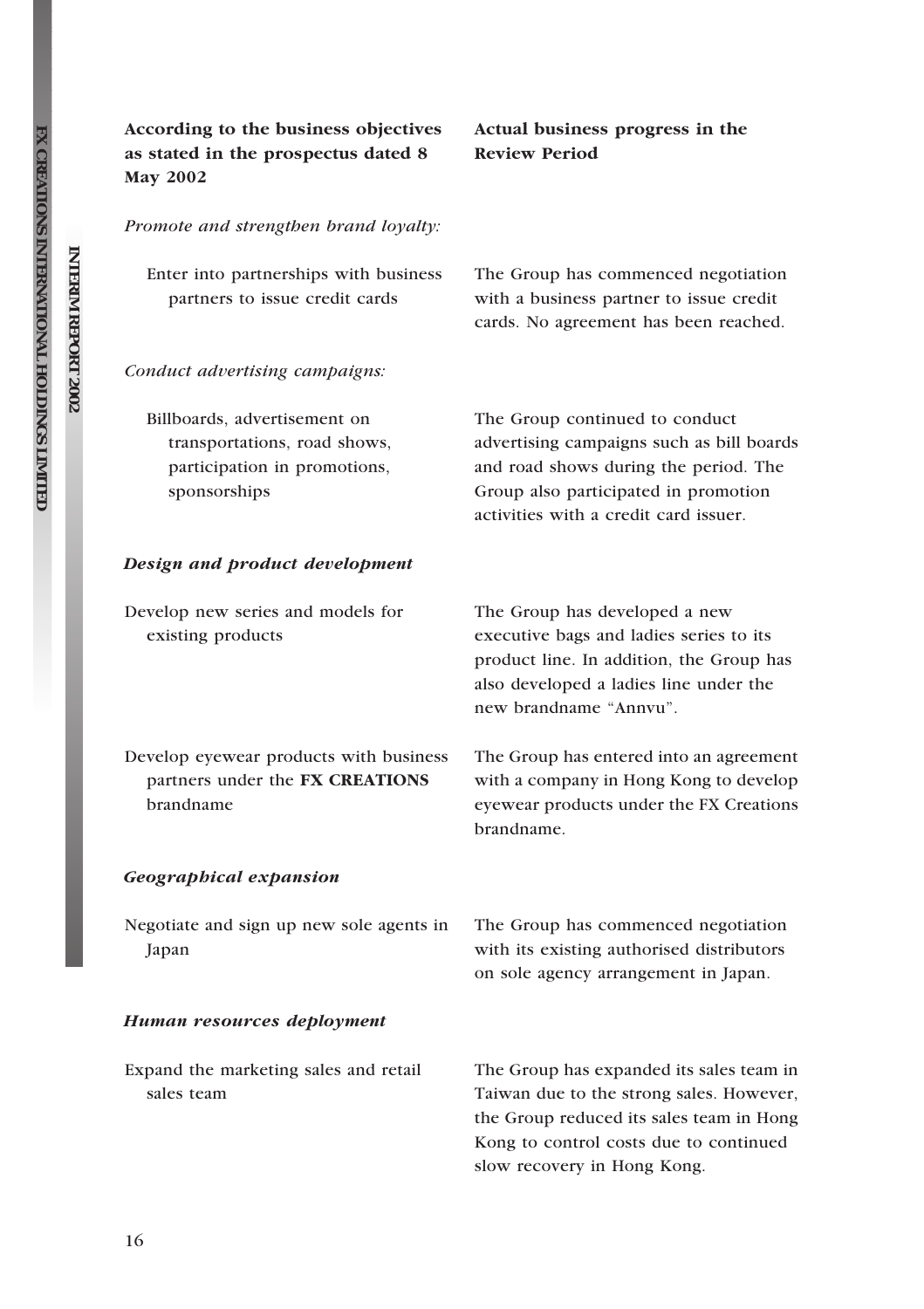| According to the business objectives as stated in the prospectus dated 8 May 2002 | Actual business progress in the Review Period |
|---|---|
| *Promote and strengthen brand loyalty:* | |
| Enter into partnerships with business partners to issue credit cards | The Group has commenced negotiation with a business partner to issue credit cards. No agreement has been reached. |
| *Conduct advertising campaigns:* | |
| Billboards, advertisement on transportations, road shows, participation in promotions, sponsorships | The Group continued to conduct advertising campaigns such as bill boards and road shows during the period. The Group also participated in promotion activities with a credit card issuer. |
| ***Design and product development*** | |
| Develop new series and models for existing products | The Group has developed a new executive bags and ladies series to its product line. In addition, the Group has also developed a ladies line under the new brandname "Annvu". |
| Develop eyewear products with business partners under the **FX CREATIONS** brandname | The Group has entered into an agreement with a company in Hong Kong to develop eyewear products under the FX Creations brandname. |
| ***Geographical expansion*** | |
| Negotiate and sign up new sole agents in Japan | The Group has commenced negotiation with its existing authorised distributors on sole agency arrangement in Japan. |
| ***Human resources deployment*** | |
| Expand the marketing sales and retail sales team | The Group has expanded its sales team in Taiwan due to the strong sales. However, the Group reduced its sales team in Hong Kong to control costs due to continued slow recovery in Hong Kong. |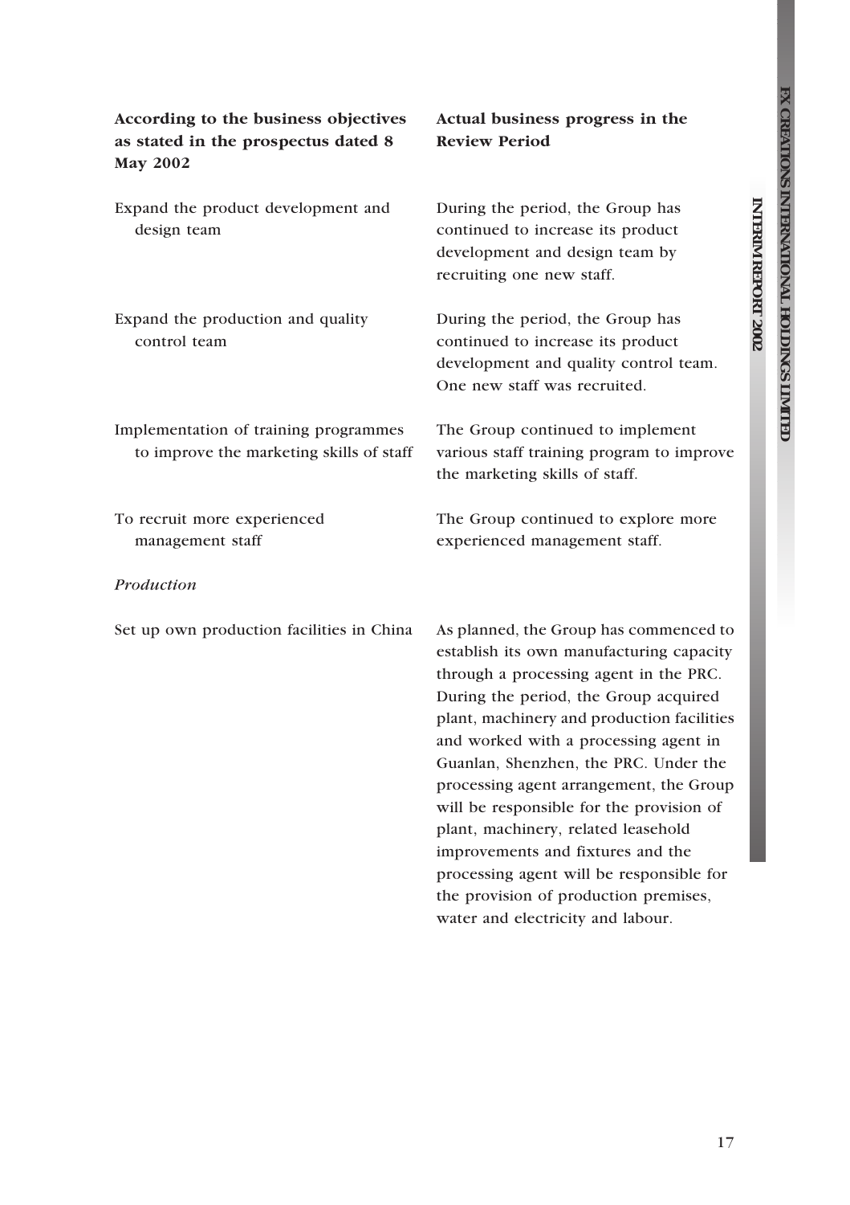| According to the business objectives as stated in the prospectus dated 8 May 2002 | Actual business progress in the Review Period |
|---|---|
| Expand the product development and design team | During the period, the Group has continued to increase its product development and design team by recruiting one new staff. |
| Expand the production and quality control team | During the period, the Group has continued to increase its product development and quality control team. One new staff was recruited. |
| Implementation of training programmes to improve the marketing skills of staff | The Group continued to implement various staff training program to improve the marketing skills of staff. |
| To recruit more experienced management staff | The Group continued to explore more experienced management staff. |
| *Production* | |
| Set up own production facilities in China | As planned, the Group has commenced to establish its own manufacturing capacity through a processing agent in the PRC. During the period, the Group acquired plant, machinery and production facilities and worked with a processing agent in Guanlan, Shenzhen, the PRC. Under the processing agent arrangement, the Group will be responsible for the provision of plant, machinery, related leasehold improvements and fixtures and the processing agent will be responsible for the provision of production premises, water and electricity and labour. |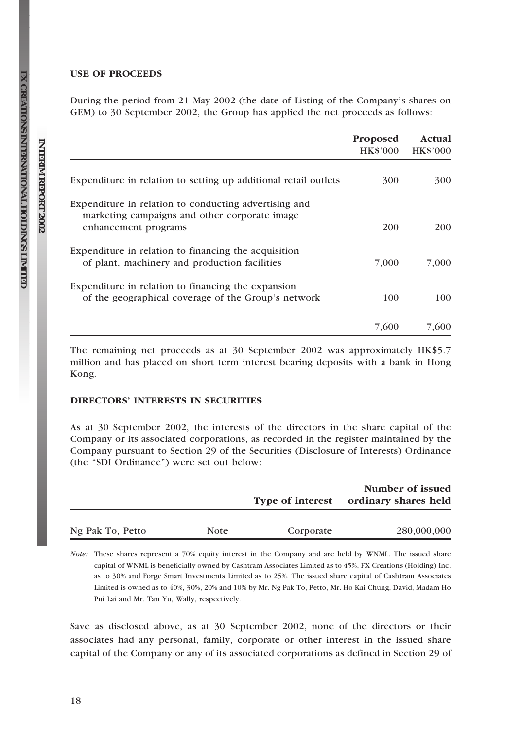## USE OF PROCEEDS

During the period from 21 May 2002 (the date of Listing of the Company's shares on GEM) to 30 September 2002, the Group has applied the net proceeds as follows:

| | **Proposed** HK$'000 | **Actual** HK$'000 |
|---|---|---|
| Expenditure in relation to setting up additional retail outlets | 300 | 300 |
| Expenditure in relation to conducting advertising and marketing campaigns and other corporate image enhancement programs | 200 | 200 |
| Expenditure in relation to financing the acquisition of plant, machinery and production facilities | 7,000 | 7,000 |
| Expenditure in relation to financing the expansion of the geographical coverage of the Group's network | 100 | 100 |
| | 7,600 | 7,600 |

The remaining net proceeds as at 30 September 2002 was approximately HK$5.7 million and has placed on short term interest bearing deposits with a bank in Hong Kong.

## DIRECTORS' INTERESTS IN SECURITIES

As at 30 September 2002, the interests of the directors in the share capital of the Company or its associated corporations, as recorded in the register maintained by the Company pursuant to Section 29 of the Securities (Disclosure of Interests) Ordinance (the "SDI Ordinance") were set out below:

| | | **Type of interest** | **Number of issued ordinary shares held** |
|---|---|---|---|
| Ng Pak To, Petto | Note | Corporate | 280,000,000 |

*Note:* These shares represent a 70% equity interest in the Company and are held by WNML. The issued share capital of WNML is beneficially owned by Cashtram Associates Limited as to 45%, FX Creations (Holding) Inc. as to 30% and Forge Smart Investments Limited as to 25%. The issued share capital of Cashtram Associates Limited is owned as to 40%, 30%, 20% and 10% by Mr. Ng Pak To, Petto, Mr. Ho Kai Chung, David, Madam Ho Pui Lai and Mr. Tan Yu, Wally, respectively.

Save as disclosed above, as at 30 September 2002, none of the directors or their associates had any personal, family, corporate or other interest in the issued share capital of the Company or any of its associated corporations as defined in Section 29 of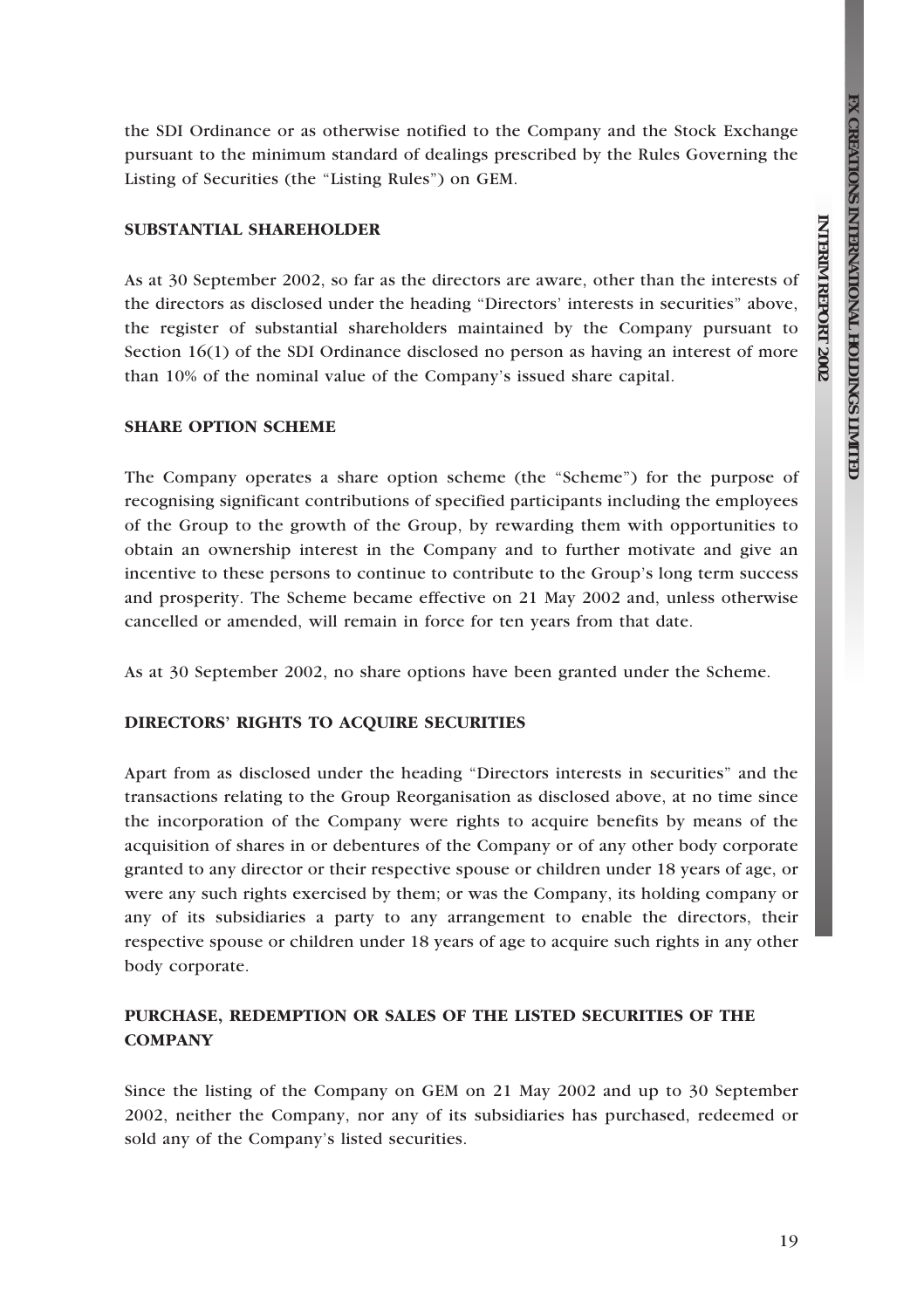the SDI Ordinance or as otherwise notified to the Company and the Stock Exchange pursuant to the minimum standard of dealings prescribed by the Rules Governing the Listing of Securities (the "Listing Rules") on GEM.

## SUBSTANTIAL SHAREHOLDER

As at 30 September 2002, so far as the directors are aware, other than the interests of the directors as disclosed under the heading "Directors' interests in securities" above, the register of substantial shareholders maintained by the Company pursuant to Section 16(1) of the SDI Ordinance disclosed no person as having an interest of more than 10% of the nominal value of the Company's issued share capital.

## SHARE OPTION SCHEME

The Company operates a share option scheme (the "Scheme") for the purpose of recognising significant contributions of specified participants including the employees of the Group to the growth of the Group, by rewarding them with opportunities to obtain an ownership interest in the Company and to further motivate and give an incentive to these persons to continue to contribute to the Group's long term success and prosperity. The Scheme became effective on 21 May 2002 and, unless otherwise cancelled or amended, will remain in force for ten years from that date.

As at 30 September 2002, no share options have been granted under the Scheme.

## DIRECTORS' RIGHTS TO ACQUIRE SECURITIES

Apart from as disclosed under the heading "Directors interests in securities" and the transactions relating to the Group Reorganisation as disclosed above, at no time since the incorporation of the Company were rights to acquire benefits by means of the acquisition of shares in or debentures of the Company or of any other body corporate granted to any director or their respective spouse or children under 18 years of age, or were any such rights exercised by them; or was the Company, its holding company or any of its subsidiaries a party to any arrangement to enable the directors, their respective spouse or children under 18 years of age to acquire such rights in any other body corporate.

## PURCHASE, REDEMPTION OR SALES OF THE LISTED SECURITIES OF THE COMPANY

Since the listing of the Company on GEM on 21 May 2002 and up to 30 September 2002, neither the Company, nor any of its subsidiaries has purchased, redeemed or sold any of the Company's listed securities.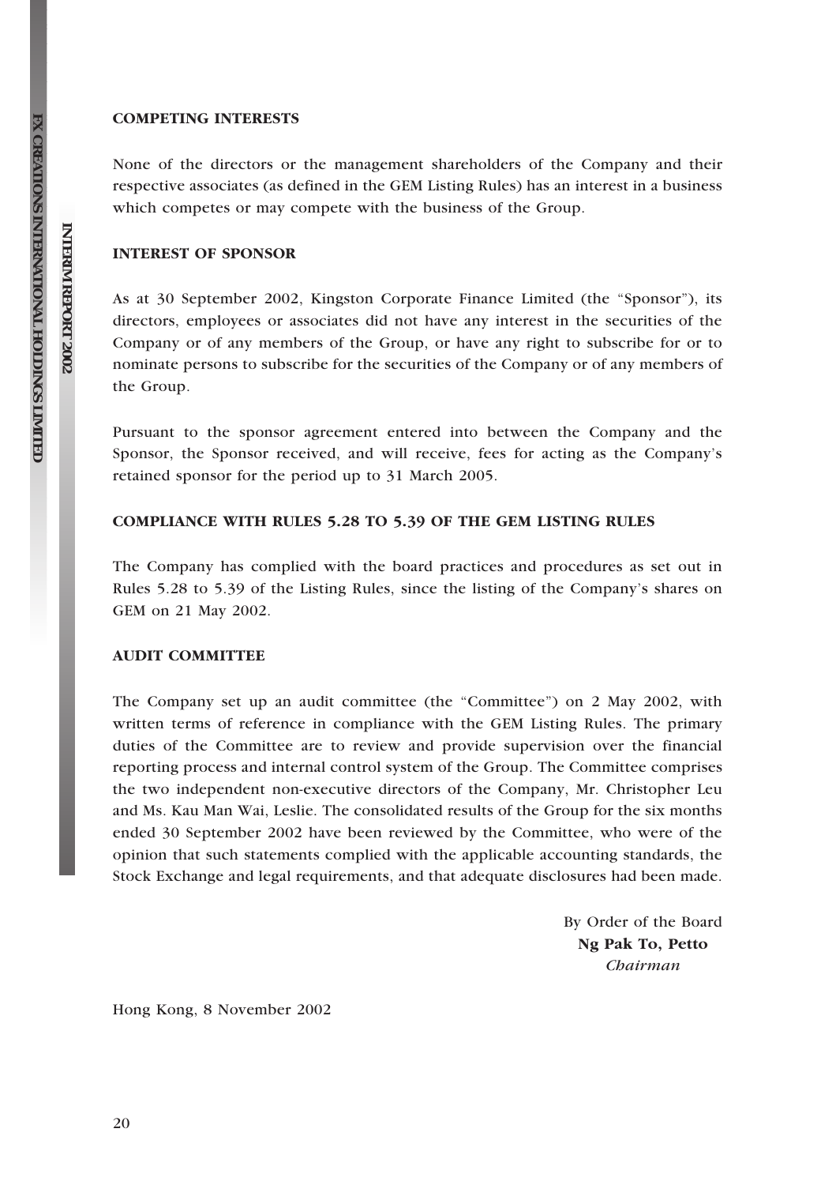## COMPETING INTERESTS

None of the directors or the management shareholders of the Company and their respective associates (as defined in the GEM Listing Rules) has an interest in a business which competes or may compete with the business of the Group.

## INTEREST OF SPONSOR

As at 30 September 2002, Kingston Corporate Finance Limited (the "Sponsor"), its directors, employees or associates did not have any interest in the securities of the Company or of any members of the Group, or have any right to subscribe for or to nominate persons to subscribe for the securities of the Company or of any members of the Group.

Pursuant to the sponsor agreement entered into between the Company and the Sponsor, the Sponsor received, and will receive, fees for acting as the Company's retained sponsor for the period up to 31 March 2005.

## COMPLIANCE WITH RULES 5.28 TO 5.39 OF THE GEM LISTING RULES

The Company has complied with the board practices and procedures as set out in Rules 5.28 to 5.39 of the Listing Rules, since the listing of the Company's shares on GEM on 21 May 2002.

## AUDIT COMMITTEE

The Company set up an audit committee (the "Committee") on 2 May 2002, with written terms of reference in compliance with the GEM Listing Rules. The primary duties of the Committee are to review and provide supervision over the financial reporting process and internal control system of the Group. The Committee comprises the two independent non-executive directors of the Company, Mr. Christopher Leu and Ms. Kau Man Wai, Leslie. The consolidated results of the Group for the six months ended 30 September 2002 have been reviewed by the Committee, who were of the opinion that such statements complied with the applicable accounting standards, the Stock Exchange and legal requirements, and that adequate disclosures had been made.

By Order of the Board
**Ng Pak To, Petto**
*Chairman*

Hong Kong, 8 November 2002